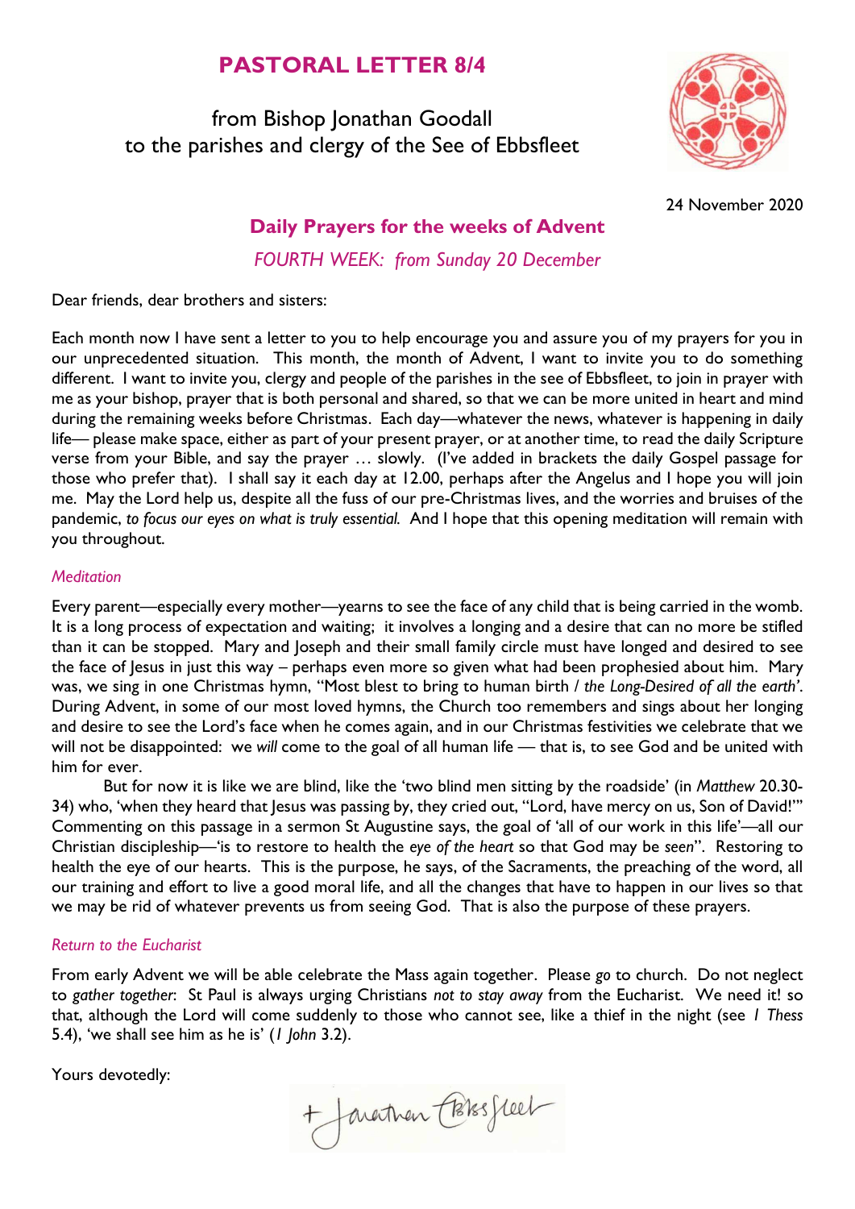# PASTORAL LETTER 8/4

from Bishop Jonathan Goodall
to the parishes and clergy of the See of Ebbsfleet

24 November 2020

## Daily Prayers for the weeks of Advent

*FOURTH WEEK: from Sunday 20 December*

Dear friends, dear brothers and sisters:

Each month now I have sent a letter to you to help encourage you and assure you of my prayers for you in our unprecedented situation. This month, the month of Advent, I want to invite you to do something different. I want to invite you, clergy and people of the parishes in the see of Ebbsfleet, to join in prayer with me as your bishop, prayer that is both personal and shared, so that we can be more united in heart and mind during the remaining weeks before Christmas. Each day—whatever the news, whatever is happening in daily life— please make space, either as part of your present prayer, or at another time, to read the daily Scripture verse from your Bible, and say the prayer … slowly. (I've added in brackets the daily Gospel passage for those who prefer that). I shall say it each day at 12.00, perhaps after the Angelus and I hope you will join me. May the Lord help us, despite all the fuss of our pre-Christmas lives, and the worries and bruises of the pandemic, *to focus our eyes on what is truly essential.* And I hope that this opening meditation will remain with you throughout.

### *Meditation*

Every parent—especially every mother—yearns to see the face of any child that is being carried in the womb. It is a long process of expectation and waiting; it involves a longing and a desire that can no more be stifled than it can be stopped. Mary and Joseph and their small family circle must have longed and desired to see the face of Jesus in just this way – perhaps even more so given what had been prophesied about him. Mary was, we sing in one Christmas hymn, "Most blest to bring to human birth / *the Long-Desired of all the earth'*. During Advent, in some of our most loved hymns, the Church too remembers and sings about her longing and desire to see the Lord's face when he comes again, and in our Christmas festivities we celebrate that we will not be disappointed: we *will* come to the goal of all human life — that is, to see God and be united with him for ever.

But for now it is like we are blind, like the 'two blind men sitting by the roadside' (in *Matthew* 20.30-34) who, 'when they heard that Jesus was passing by, they cried out, "Lord, have mercy on us, Son of David!"' Commenting on this passage in a sermon St Augustine says, the goal of 'all of our work in this life'—all our Christian discipleship—'is to restore to health the *eye of the heart* so that God may be *seen*". Restoring to health the eye of our hearts. This is the purpose, he says, of the Sacraments, the preaching of the word, all our training and effort to live a good moral life, and all the changes that have to happen in our lives so that we may be rid of whatever prevents us from seeing God. That is also the purpose of these prayers.

### *Return to the Eucharist*

From early Advent we will be able celebrate the Mass again together. Please *go* to church. Do not neglect to *gather together*: St Paul is always urging Christians *not to stay away* from the Eucharist. We need it! so that, although the Lord will come suddenly to those who cannot see, like a thief in the night (see *1 Thess* 5.4), 'we shall see him as he is' (*1 John* 3.2).

Yours devotedly:

+ Jonathan Ebbsfleet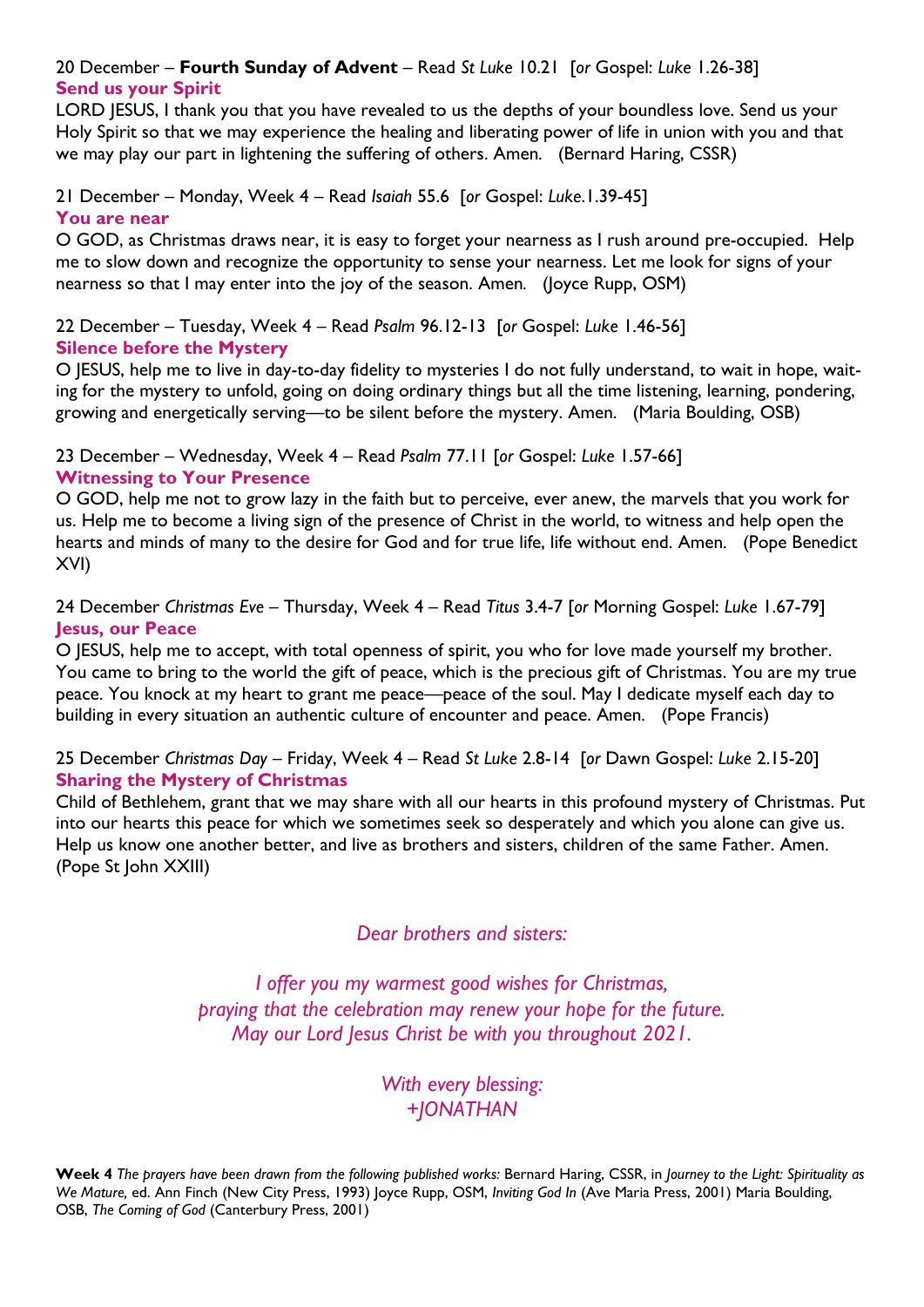20 December – **Fourth Sunday of Advent** – Read *St Luke* 10.21 [*or* Gospel: *Luke* 1.26-38]

**Send us your Spirit**

LORD JESUS, I thank you that you have revealed to us the depths of your boundless love. Send us your Holy Spirit so that we may experience the healing and liberating power of life in union with you and that we may play our part in lightening the suffering of others. Amen. (Bernard Haring, CSSR)

21 December – Monday, Week 4 – Read *Isaiah* 55.6 [*or* Gospel: *Luke*.1.39-45]

**You are near**

O GOD, as Christmas draws near, it is easy to forget your nearness as I rush around pre-occupied. Help me to slow down and recognize the opportunity to sense your nearness. Let me look for signs of your nearness so that I may enter into the joy of the season. Amen. (Joyce Rupp, OSM)

22 December – Tuesday, Week 4 – Read *Psalm* 96.12-13 [*or* Gospel: *Luke* 1.46-56]

**Silence before the Mystery**

O JESUS, help me to live in day-to-day fidelity to mysteries I do not fully understand, to wait in hope, waiting for the mystery to unfold, going on doing ordinary things but all the time listening, learning, pondering, growing and energetically serving—to be silent before the mystery. Amen. (Maria Boulding, OSB)

23 December – Wednesday, Week 4 – Read *Psalm* 77.11 [*or* Gospel: *Luke* 1.57-66]

**Witnessing to Your Presence**

O GOD, help me not to grow lazy in the faith but to perceive, ever anew, the marvels that you work for us. Help me to become a living sign of the presence of Christ in the world, to witness and help open the hearts and minds of many to the desire for God and for true life, life without end. Amen. (Pope Benedict XVI)

24 December *Christmas Eve* – Thursday, Week 4 – Read *Titus* 3.4-7 [*or* Morning Gospel: *Luke* 1.67-79]

**Jesus, our Peace**

O JESUS, help me to accept, with total openness of spirit, you who for love made yourself my brother. You came to bring to the world the gift of peace, which is the precious gift of Christmas. You are my true peace. You knock at my heart to grant me peace—peace of the soul. May I dedicate myself each day to building in every situation an authentic culture of encounter and peace. Amen. (Pope Francis)

25 December *Christmas Day* – Friday, Week 4 – Read *St Luke* 2.8-14 [*or* Dawn Gospel: *Luke* 2.15-20]

**Sharing the Mystery of Christmas**

Child of Bethlehem, grant that we may share with all our hearts in this profound mystery of Christmas. Put into our hearts this peace for which we sometimes seek so desperately and which you alone can give us. Help us know one another better, and live as brothers and sisters, children of the same Father. Amen. (Pope St John XXIII)

*Dear brothers and sisters:*

*I offer you my warmest good wishes for Christmas,*
*praying that the celebration may renew your hope for the future.*
*May our Lord Jesus Christ be with you throughout 2021.*

*With every blessing:*
*+JONATHAN*

**Week 4** *The prayers have been drawn from the following published works:* Bernard Haring, CSSR, in *Journey to the Light: Spirituality as We Mature,* ed. Ann Finch (New City Press, 1993) Joyce Rupp, OSM, *Inviting God In* (Ave Maria Press, 2001) Maria Boulding, OSB, *The Coming of God* (Canterbury Press, 2001)